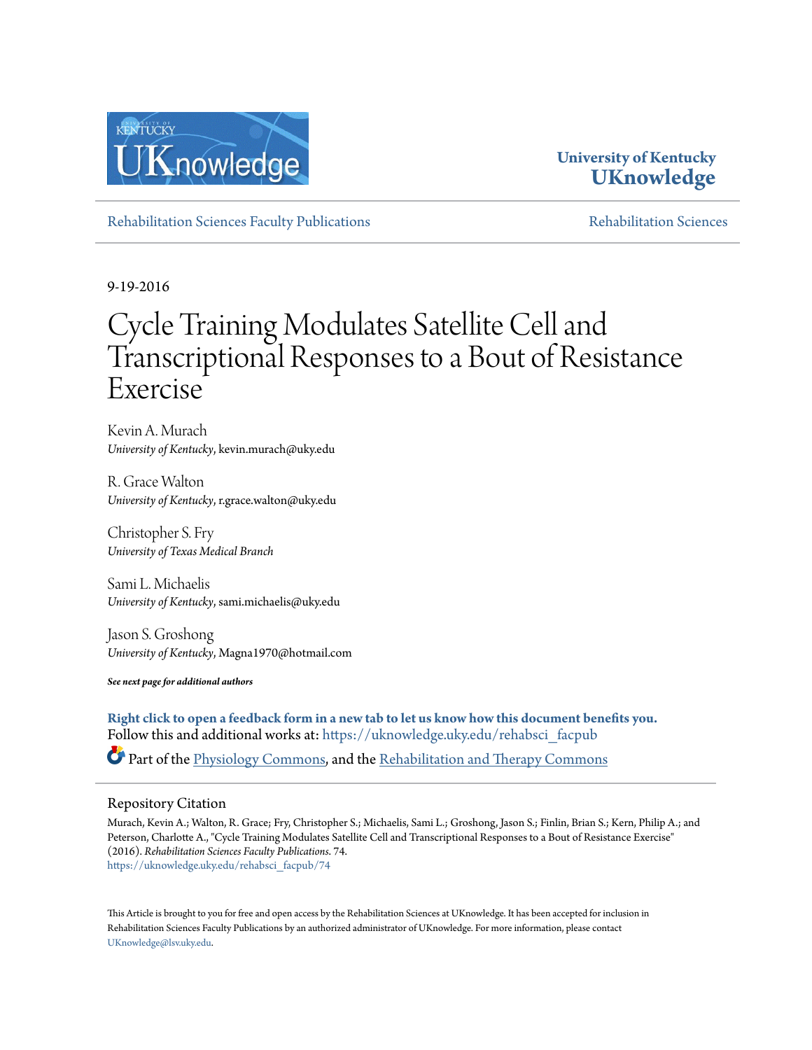University of Kentucky
**UKnowledge**

Rehabilitation Sciences Faculty Publications | Rehabilitation Sciences

9-19-2016

# Cycle Training Modulates Satellite Cell and Transcriptional Responses to a Bout of Resistance Exercise

Kevin A. Murach
*University of Kentucky*, kevin.murach@uky.edu

R. Grace Walton
*University of Kentucky*, r.grace.walton@uky.edu

Christopher S. Fry
*University of Texas Medical Branch*

Sami L. Michaelis
*University of Kentucky*, sami.michaelis@uky.edu

Jason S. Groshong
*University of Kentucky*, Magna1970@hotmail.com

***See next page for additional authors***

**Right click to open a feedback form in a new tab to let us know how this document benefits you.**
Follow this and additional works at: https://uknowledge.uky.edu/rehabsci_facpub

Part of the Physiology Commons, and the Rehabilitation and Therapy Commons

## Repository Citation

Murach, Kevin A.; Walton, R. Grace; Fry, Christopher S.; Michaelis, Sami L.; Groshong, Jason S.; Finlin, Brian S.; Kern, Philip A.; and Peterson, Charlotte A., "Cycle Training Modulates Satellite Cell and Transcriptional Responses to a Bout of Resistance Exercise" (2016). *Rehabilitation Sciences Faculty Publications*. 74.
https://uknowledge.uky.edu/rehabsci_facpub/74

This Article is brought to you for free and open access by the Rehabilitation Sciences at UKnowledge. It has been accepted for inclusion in Rehabilitation Sciences Faculty Publications by an authorized administrator of UKnowledge. For more information, please contact UKnowledge@lsv.uky.edu.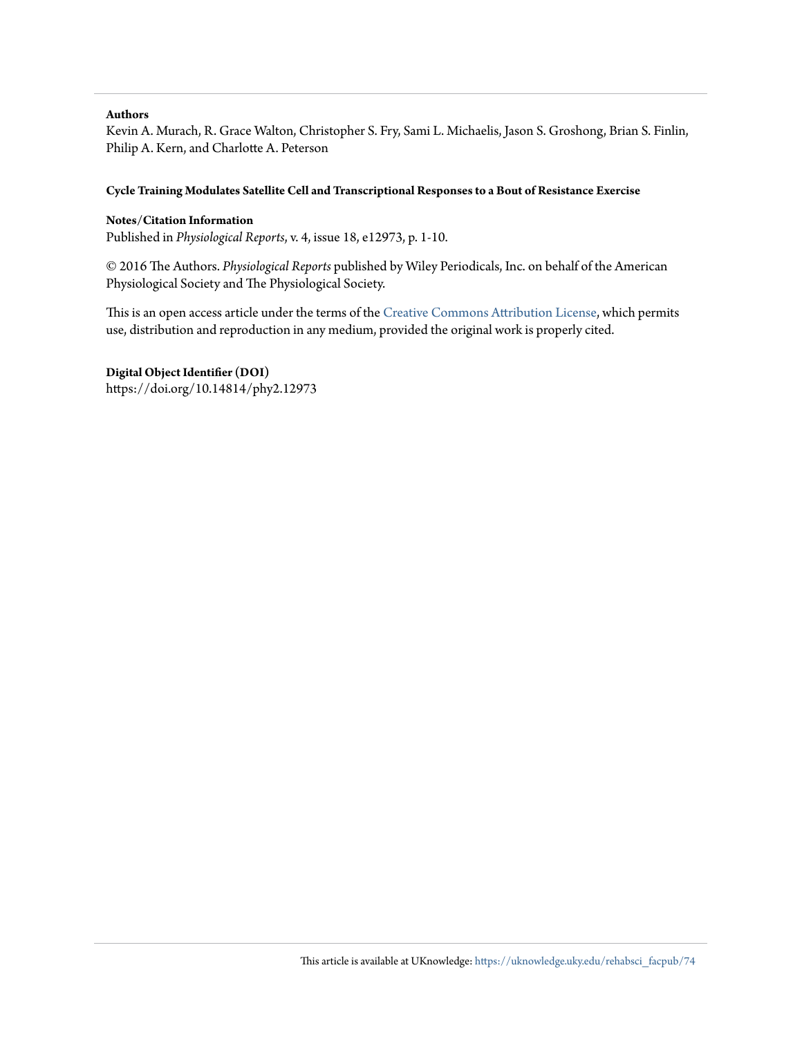**Authors**

Kevin A. Murach, R. Grace Walton, Christopher S. Fry, Sami L. Michaelis, Jason S. Groshong, Brian S. Finlin, Philip A. Kern, and Charlotte A. Peterson

**Cycle Training Modulates Satellite Cell and Transcriptional Responses to a Bout of Resistance Exercise**

**Notes/Citation Information**

Published in *Physiological Reports*, v. 4, issue 18, e12973, p. 1-10.

© 2016 The Authors. *Physiological Reports* published by Wiley Periodicals, Inc. on behalf of the American Physiological Society and The Physiological Society.

This is an open access article under the terms of the Creative Commons Attribution License, which permits use, distribution and reproduction in any medium, provided the original work is properly cited.

**Digital Object Identifier (DOI)**

https://doi.org/10.14814/phy2.12973

This article is available at UKnowledge: https://uknowledge.uky.edu/rehabsci_facpub/74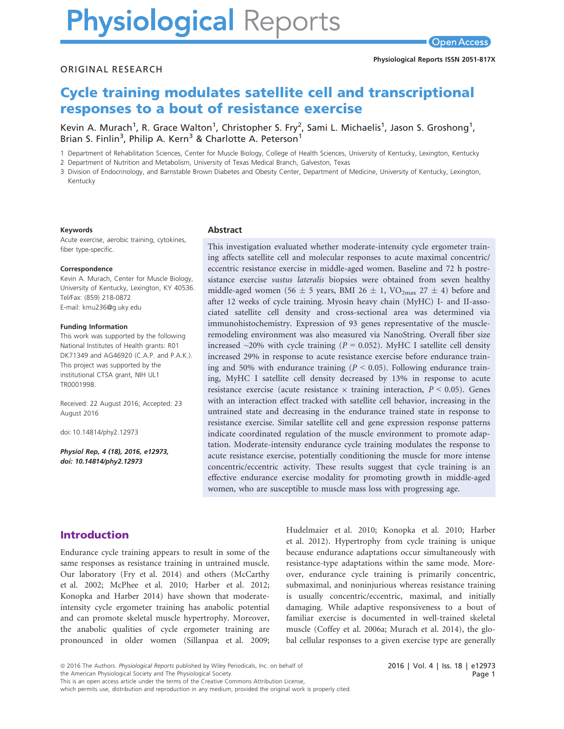# Cycle training modulates satellite cell and transcriptional responses to a bout of resistance exercise

Kevin A. Murach[1], R. Grace Walton[1], Christopher S. Fry[2], Sami L. Michaelis[1], Jason S. Groshong[1], Brian S. Finlin[3], Philip A. Kern[3] & Charlotte A. Peterson[1]

1 Department of Rehabilitation Sciences, Center for Muscle Biology, College of Health Sciences, University of Kentucky, Lexington, Kentucky

2 Department of Nutrition and Metabolism, University of Texas Medical Branch, Galveston, Texas

3 Division of Endocrinology, and Barnstable Brown Diabetes and Obesity Center, Department of Medicine, University of Kentucky, Lexington, Kentucky

ORIGINAL RESEARCH

Physiological Reports ISSN 2051-817X

**Keywords**

Acute exercise, aerobic training, cytokines, fiber type-specific.

**Correspondence**

Kevin A. Murach, Center for Muscle Biology, University of Kentucky, Lexington, KY 40536. Tel/Fax: (859) 218-0872
E-mail: kmu236@g.uky.edu

**Funding Information**

This work was supported by the following National Institutes of Health grants: R01 DK71349 and AG46920 (C.A.P. and P.A.K.). This project was supported by the institutional CTSA grant, NIH UL1 TR0001998.

Received: 22 August 2016; Accepted: 23 August 2016

doi: 10.14814/phy2.12973

*Physiol Rep, 4 (18), 2016, e12973, doi: 10.14814/phy2.12973*

## Abstract

This investigation evaluated whether moderate-intensity cycle ergometer training affects satellite cell and molecular responses to acute maximal concentric/eccentric resistance exercise in middle-aged women. Baseline and 72 h postresistance exercise *vastus lateralis* biopsies were obtained from seven healthy middle-aged women (56 ± 5 years, BMI 26 ± 1, $VO_{2max}$ 27 ± 4) before and after 12 weeks of cycle training. Myosin heavy chain (MyHC) I- and II-associated satellite cell density and cross-sectional area was determined via immunohistochemistry. Expression of 93 genes representative of the muscle-remodeling environment was also measured via NanoString. Overall fiber size increased ~20% with cycle training ($P = 0.052$). MyHC I satellite cell density increased 29% in response to acute resistance exercise before endurance training and 50% with endurance training ($P < 0.05$). Following endurance training, MyHC I satellite cell density decreased by 13% in response to acute resistance exercise (acute resistance × training interaction, $P < 0.05$). Genes with an interaction effect tracked with satellite cell behavior, increasing in the untrained state and decreasing in the endurance trained state in response to resistance exercise. Similar satellite cell and gene expression response patterns indicate coordinated regulation of the muscle environment to promote adaptation. Moderate-intensity endurance cycle training modulates the response to acute resistance exercise, potentially conditioning the muscle for more intense concentric/eccentric activity. These results suggest that cycle training is an effective endurance exercise modality for promoting growth in middle-aged women, who are susceptible to muscle mass loss with progressing age.

## Introduction

Endurance cycle training appears to result in some of the same responses as resistance training in untrained muscle. Our laboratory (Fry et al. 2014) and others (McCarthy et al. 2002; McPhee et al. 2010; Harber et al. 2012; Konopka and Harber 2014) have shown that moderate-intensity cycle ergometer training has anabolic potential and can promote skeletal muscle hypertrophy. Moreover, the anabolic qualities of cycle ergometer training are pronounced in older women (Sillanpaa et al. 2009; Hudelmaier et al. 2010; Konopka et al. 2010; Harber et al. 2012). Hypertrophy from cycle training is unique because endurance adaptations occur simultaneously with resistance-type adaptations within the same mode. Moreover, endurance cycle training is primarily concentric, submaximal, and noninjurious whereas resistance training is usually concentric/eccentric, maximal, and initially damaging. While adaptive responsiveness to a bout of familiar exercise is documented in well-trained skeletal muscle (Coffey et al. 2006a; Murach et al. 2014), the global cellular responses to a given exercise type are generally

© 2016 The Authors. *Physiological Reports* published by Wiley Periodicals, Inc. on behalf of the American Physiological Society and The Physiological Society.
This is an open access article under the terms of the Creative Commons Attribution License, which permits use, distribution and reproduction in any medium, provided the original work is properly cited.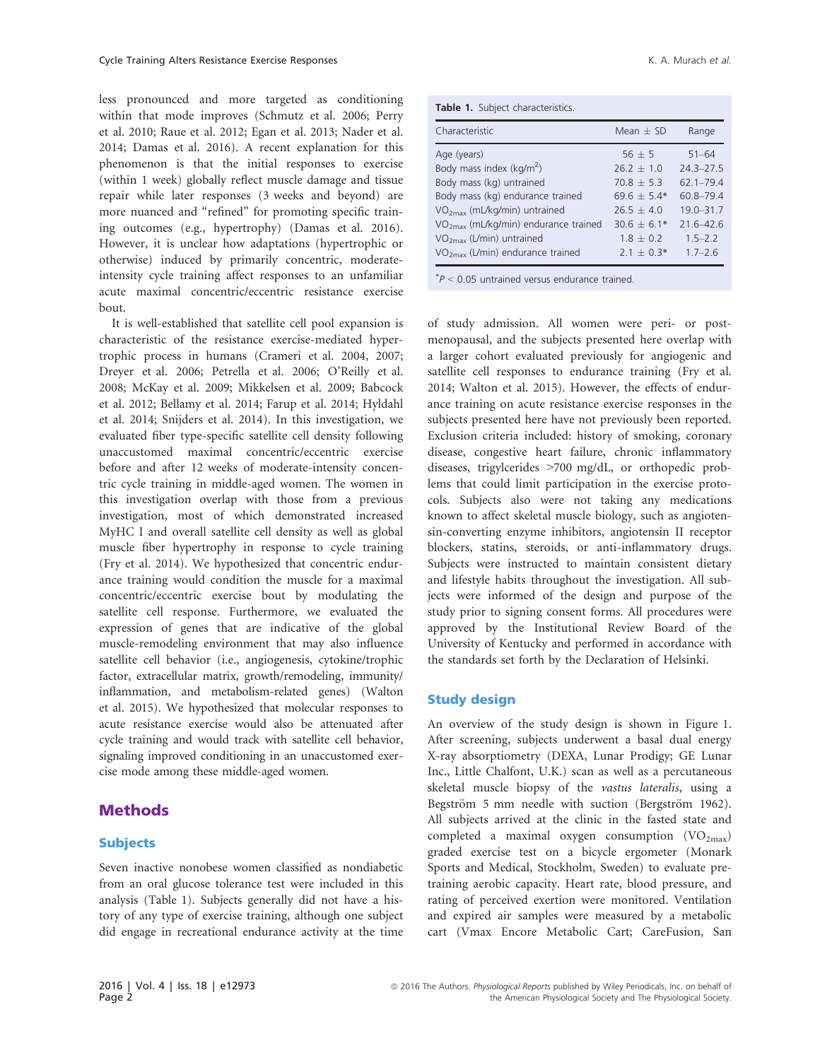less pronounced and more targeted as conditioning within that mode improves (Schmutz et al. 2006; Perry et al. 2010; Raue et al. 2012; Egan et al. 2013; Nader et al. 2014; Damas et al. 2016). A recent explanation for this phenomenon is that the initial responses to exercise (within 1 week) globally reflect muscle damage and tissue repair while later responses (3 weeks and beyond) are more nuanced and "refined" for promoting specific training outcomes (e.g., hypertrophy) (Damas et al. 2016). However, it is unclear how adaptations (hypertrophic or otherwise) induced by primarily concentric, moderate-intensity cycle training affect responses to an unfamiliar acute maximal concentric/eccentric resistance exercise bout.

It is well-established that satellite cell pool expansion is characteristic of the resistance exercise-mediated hypertrophic process in humans (Crameri et al. 2004, 2007; Dreyer et al. 2006; Petrella et al. 2006; O'Reilly et al. 2008; McKay et al. 2009; Mikkelsen et al. 2009; Babcock et al. 2012; Bellamy et al. 2014; Farup et al. 2014; Hyldahl et al. 2014; Snijders et al. 2014). In this investigation, we evaluated fiber type-specific satellite cell density following unaccustomed maximal concentric/eccentric exercise before and after 12 weeks of moderate-intensity concentric cycle training in middle-aged women. The women in this investigation overlap with those from a previous investigation, most of which demonstrated increased MyHC I and overall satellite cell density as well as global muscle fiber hypertrophy in response to cycle training (Fry et al. 2014). We hypothesized that concentric endurance training would condition the muscle for a maximal concentric/eccentric exercise bout by modulating the satellite cell response. Furthermore, we evaluated the expression of genes that are indicative of the global muscle-remodeling environment that may also influence satellite cell behavior (i.e., angiogenesis, cytokine/trophic factor, extracellular matrix, growth/remodeling, immunity/inflammation, and metabolism-related genes) (Walton et al. 2015). We hypothesized that molecular responses to acute resistance exercise would also be attenuated after cycle training and would track with satellite cell behavior, signaling improved conditioning in an unaccustomed exercise mode among these middle-aged women.

# Methods

## Subjects

Seven inactive nonobese women classified as nondiabetic from an oral glucose tolerance test were included in this analysis (Table 1). Subjects generally did not have a history of any type of exercise training, although one subject did engage in recreational endurance activity at the time of study admission. All women were peri- or postmenopausal, and the subjects presented here overlap with a larger cohort evaluated previously for angiogenic and satellite cell responses to endurance training (Fry et al. 2014; Walton et al. 2015). However, the effects of endurance training on acute resistance exercise responses in the subjects presented here have not previously been reported. Exclusion criteria included: history of smoking, coronary disease, congestive heart failure, chronic inflammatory diseases, trigylcerides >700 mg/dL, or orthopedic problems that could limit participation in the exercise protocols. Subjects also were not taking any medications known to affect skeletal muscle biology, such as angiotensin-converting enzyme inhibitors, angiotensin II receptor blockers, statins, steroids, or anti-inflammatory drugs. Subjects were instructed to maintain consistent dietary and lifestyle habits throughout the investigation. All subjects were informed of the design and purpose of the study prior to signing consent forms. All procedures were approved by the Institutional Review Board of the University of Kentucky and performed in accordance with the standards set forth by the Declaration of Helsinki.

**Table 1.** Subject characteristics.

| Characteristic | Mean ± SD | Range |
|---|---|---|
| Age (years) | 56 ± 5 | 51–64 |
| Body mass index (kg/m$^2$) | 26.2 ± 1.0 | 24.3–27.5 |
| Body mass (kg) untrained | 70.8 ± 5.3 | 62.1–79.4 |
| Body mass (kg) endurance trained | 69.6 ± 5.4* | 60.8–79.4 |
| $VO_{2max}$ (mL/kg/min) untrained | 26.5 ± 4.0 | 19.0–31.7 |
| $VO_{2max}$ (mL/kg/min) endurance trained | 30.6 ± 6.1* | 21.6–42.6 |
| $VO_{2max}$ (L/min) untrained | 1.8 ± 0.2 | 1.5–2.2 |
| $VO_{2max}$ (L/min) endurance trained | 2.1 ± 0.3* | 1.7–2.6 |

*$P < 0.05$ untrained versus endurance trained.

## Study design

An overview of the study design is shown in Figure 1. After screening, subjects underwent a basal dual energy X-ray absorptiometry (DEXA, Lunar Prodigy; GE Lunar Inc., Little Chalfont, U.K.) scan as well as a percutaneous skeletal muscle biopsy of the *vastus lateralis*, using a Begström 5 mm needle with suction (Bergström 1962). All subjects arrived at the clinic in the fasted state and completed a maximal oxygen consumption ($VO_{2max}$) graded exercise test on a bicycle ergometer (Monark Sports and Medical, Stockholm, Sweden) to evaluate pretraining aerobic capacity. Heart rate, blood pressure, and rating of perceived exertion were monitored. Ventilation and expired air samples were measured by a metabolic cart (Vmax Encore Metabolic Cart; CareFusion, San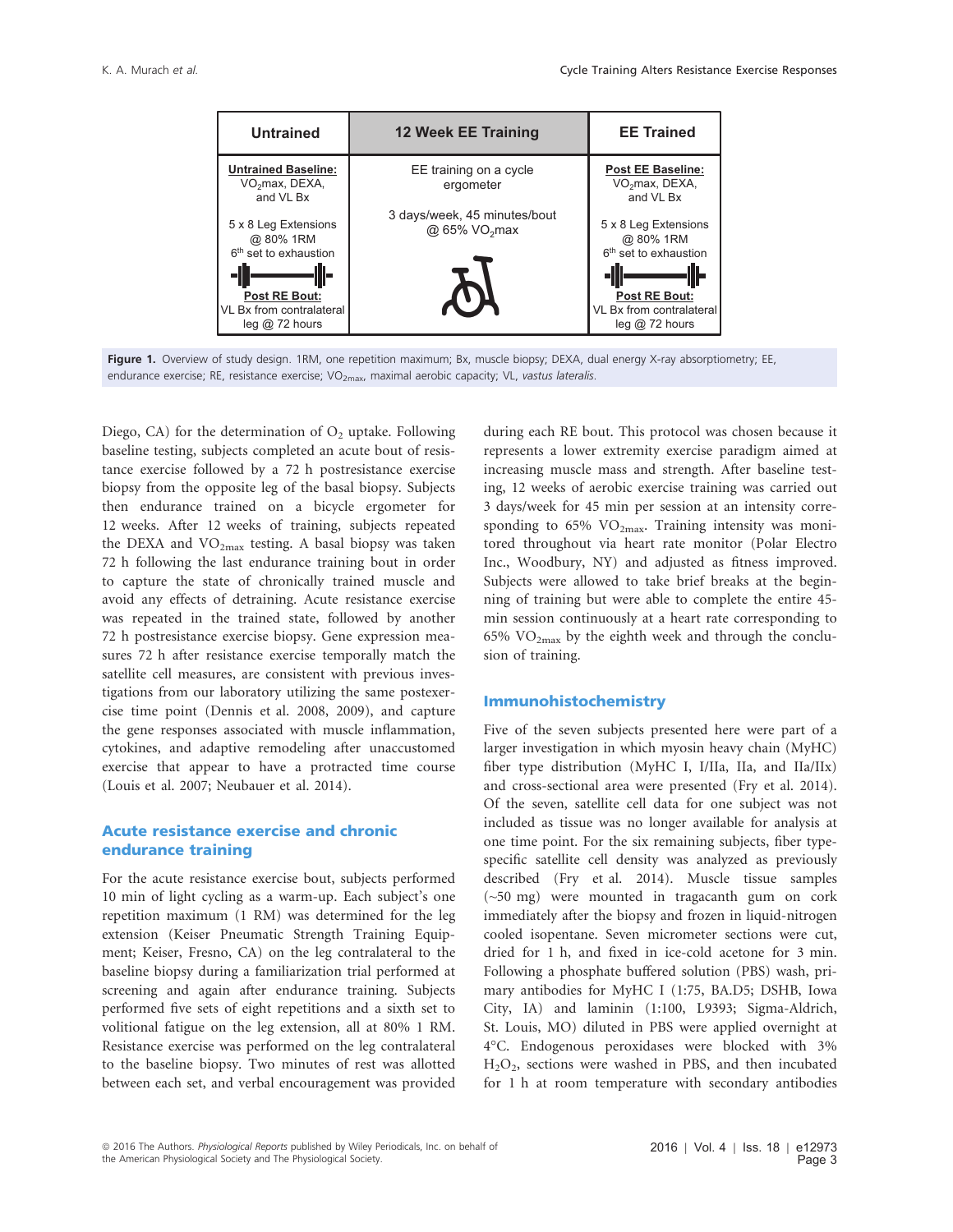| Untrained | 12 Week EE Training | EE Trained |
| --- | --- | --- |
| **Untrained Baseline:** $VO_2$max, DEXA, and VL Bx<br>5 x 8 Leg Extensions @ 80% 1RM<br>6th set to exhaustion<br>**Post RE Bout:** VL Bx from contralateral leg @ 72 hours | EE training on a cycle ergometer<br>3 days/week, 45 minutes/bout @ 65% $VO_2$max | **Post EE Baseline:** $VO_2$max, DEXA, and VL Bx<br>5 x 8 Leg Extensions @ 80% 1RM<br>6th set to exhaustion<br>**Post RE Bout:** VL Bx from contralateral leg @ 72 hours |

**Figure 1.** Overview of study design. 1RM, one repetition maximum; Bx, muscle biopsy; DEXA, dual energy X-ray absorptiometry; EE, endurance exercise; RE, resistance exercise; $VO_{2max}$, maximal aerobic capacity; VL, *vastus lateralis*.

Diego, CA) for the determination of $O_2$ uptake. Following baseline testing, subjects completed an acute bout of resistance exercise followed by a 72 h postresistance exercise biopsy from the opposite leg of the basal biopsy. Subjects then endurance trained on a bicycle ergometer for 12 weeks. After 12 weeks of training, subjects repeated the DEXA and $VO_{2max}$ testing. A basal biopsy was taken 72 h following the last endurance training bout in order to capture the state of chronically trained muscle and avoid any effects of detraining. Acute resistance exercise was repeated in the trained state, followed by another 72 h postresistance exercise biopsy. Gene expression measures 72 h after resistance exercise temporally match the satellite cell measures, are consistent with previous investigations from our laboratory utilizing the same postexercise time point (Dennis et al. 2008, 2009), and capture the gene responses associated with muscle inflammation, cytokines, and adaptive remodeling after unaccustomed exercise that appear to have a protracted time course (Louis et al. 2007; Neubauer et al. 2014).

## Acute resistance exercise and chronic endurance training

For the acute resistance exercise bout, subjects performed 10 min of light cycling as a warm-up. Each subject's one repetition maximum (1 RM) was determined for the leg extension (Keiser Pneumatic Strength Training Equipment; Keiser, Fresno, CA) on the leg contralateral to the baseline biopsy during a familiarization trial performed at screening and again after endurance training. Subjects performed five sets of eight repetitions and a sixth set to volitional fatigue on the leg extension, all at 80% 1 RM. Resistance exercise was performed on the leg contralateral to the baseline biopsy. Two minutes of rest was allotted between each set, and verbal encouragement was provided during each RE bout. This protocol was chosen because it represents a lower extremity exercise paradigm aimed at increasing muscle mass and strength. After baseline testing, 12 weeks of aerobic exercise training was carried out 3 days/week for 45 min per session at an intensity corresponding to 65% $VO_{2max}$. Training intensity was monitored throughout via heart rate monitor (Polar Electro Inc., Woodbury, NY) and adjusted as fitness improved. Subjects were allowed to take brief breaks at the beginning of training but were able to complete the entire 45-min session continuously at a heart rate corresponding to 65% $VO_{2max}$ by the eighth week and through the conclusion of training.

## Immunohistochemistry

Five of the seven subjects presented here were part of a larger investigation in which myosin heavy chain (MyHC) fiber type distribution (MyHC I, I/IIa, IIa, and IIa/IIx) and cross-sectional area were presented (Fry et al. 2014). Of the seven, satellite cell data for one subject was not included as tissue was no longer available for analysis at one time point. For the six remaining subjects, fiber type-specific satellite cell density was analyzed as previously described (Fry et al. 2014). Muscle tissue samples (~50 mg) were mounted in tragacanth gum on cork immediately after the biopsy and frozen in liquid-nitrogen cooled isopentane. Seven micrometer sections were cut, dried for 1 h, and fixed in ice-cold acetone for 3 min. Following a phosphate buffered solution (PBS) wash, primary antibodies for MyHC I (1:75, BA.D5; DSHB, Iowa City, IA) and laminin (1:100, L9393; Sigma-Aldrich, St. Louis, MO) diluted in PBS were applied overnight at 4°C. Endogenous peroxidases were blocked with 3% $H_2O_2$, sections were washed in PBS, and then incubated for 1 h at room temperature with secondary antibodies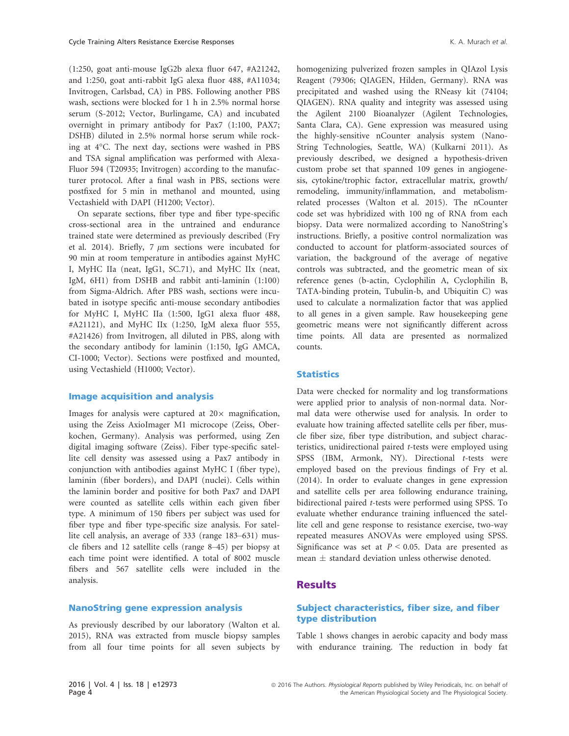(1:250, goat anti-mouse IgG2b alexa fluor 647, #A21242, and 1:250, goat anti-rabbit IgG alexa fluor 488, #A11034; Invitrogen, Carlsbad, CA) in PBS. Following another PBS wash, sections were blocked for 1 h in 2.5% normal horse serum (S-2012; Vector, Burlingame, CA) and incubated overnight in primary antibody for Pax7 (1:100, PAX7; DSHB) diluted in 2.5% normal horse serum while rocking at 4°C. The next day, sections were washed in PBS and TSA signal amplification was performed with Alexa-Fluor 594 (T20935; Invitrogen) according to the manufacturer protocol. After a final wash in PBS, sections were postfixed for 5 min in methanol and mounted, using Vectashield with DAPI (H1200; Vector).

On separate sections, fiber type and fiber type-specific cross-sectional area in the untrained and endurance trained state were determined as previously described (Fry et al. 2014). Briefly, 7 $\mu$m sections were incubated for 90 min at room temperature in antibodies against MyHC I, MyHC IIa (neat, IgG1, SC.71), and MyHC IIx (neat, IgM, 6H1) from DSHB and rabbit anti-laminin (1:100) from Sigma-Aldrich. After PBS wash, sections were incubated in isotype specific anti-mouse secondary antibodies for MyHC I, MyHC IIa (1:500, IgG1 alexa fluor 488, #A21121), and MyHC IIx (1:250, IgM alexa fluor 555, #A21426) from Invitrogen, all diluted in PBS, along with the secondary antibody for laminin (1:150, IgG AMCA, CI-1000; Vector). Sections were postfixed and mounted, using Vectashield (H1000; Vector).

### Image acquisition and analysis

Images for analysis were captured at 20× magnification, using the Zeiss AxioImager M1 microcope (Zeiss, Oberkochen, Germany). Analysis was performed, using Zen digital imaging software (Zeiss). Fiber type-specific satellite cell density was assessed using a Pax7 antibody in conjunction with antibodies against MyHC I (fiber type), laminin (fiber borders), and DAPI (nuclei). Cells within the laminin border and positive for both Pax7 and DAPI were counted as satellite cells within each given fiber type. A minimum of 150 fibers per subject was used for fiber type and fiber type-specific size analysis. For satellite cell analysis, an average of 333 (range 183–631) muscle fibers and 12 satellite cells (range 8–45) per biopsy at each time point were identified. A total of 8002 muscle fibers and 567 satellite cells were included in the analysis.

### NanoString gene expression analysis

As previously described by our laboratory (Walton et al. 2015), RNA was extracted from muscle biopsy samples from all four time points for all seven subjects by homogenizing pulverized frozen samples in QIAzol Lysis Reagent (79306; QIAGEN, Hilden, Germany). RNA was precipitated and washed using the RNeasy kit (74104; QIAGEN). RNA quality and integrity was assessed using the Agilent 2100 Bioanalyzer (Agilent Technologies, Santa Clara, CA). Gene expression was measured using the highly-sensitive nCounter analysis system (NanoString Technologies, Seattle, WA) (Kulkarni 2011). As previously described, we designed a hypothesis-driven custom probe set that spanned 109 genes in angiogenesis, cytokine/trophic factor, extracellular matrix, growth/remodeling, immunity/inflammation, and metabolism-related processes (Walton et al. 2015). The nCounter code set was hybridized with 100 ng of RNA from each biopsy. Data were normalized according to NanoString's instructions. Briefly, a positive control normalization was conducted to account for platform-associated sources of variation, the background of the average of negative controls was subtracted, and the geometric mean of six reference genes (b-actin, Cyclophilin A, Cyclophilin B, TATA-binding protein, Tubulin-b, and Ubiquitin C) was used to calculate a normalization factor that was applied to all genes in a given sample. Raw housekeeping gene geometric means were not significantly different across time points. All data are presented as normalized counts.

### Statistics

Data were checked for normality and log transformations were applied prior to analysis of non-normal data. Normal data were otherwise used for analysis. In order to evaluate how training affected satellite cells per fiber, muscle fiber size, fiber type distribution, and subject characteristics, unidirectional paired *t*-tests were employed using SPSS (IBM, Armonk, NY). Directional *t*-tests were employed based on the previous findings of Fry et al. (2014). In order to evaluate changes in gene expression and satellite cells per area following endurance training, bidirectional paired *t*-tests were performed using SPSS. To evaluate whether endurance training influenced the satellite cell and gene response to resistance exercise, two-way repeated measures ANOVAs were employed using SPSS. Significance was set at $P < 0.05$. Data are presented as mean ± standard deviation unless otherwise denoted.

## Results

### Subject characteristics, fiber size, and fiber type distribution

Table 1 shows changes in aerobic capacity and body mass with endurance training. The reduction in body fat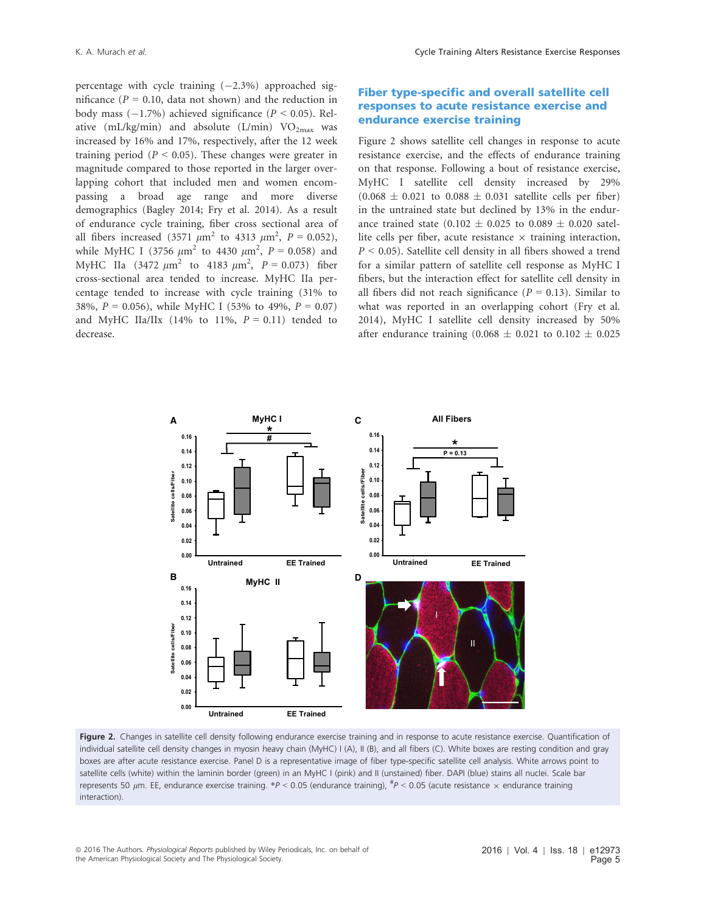percentage with cycle training (−2.3%) approached significance ($P = 0.10$, data not shown) and the reduction in body mass (−1.7%) achieved significance ($P < 0.05$). Relative (mL/kg/min) and absolute (L/min) $VO_{2max}$ was increased by 16% and 17%, respectively, after the 12 week training period ($P < 0.05$). These changes were greater in magnitude compared to those reported in the larger overlapping cohort that included men and women encompassing a broad age range and more diverse demographics (Bagley 2014; Fry et al. 2014). As a result of endurance cycle training, fiber cross sectional area of all fibers increased (3571 $\mu m^2$ to 4313 $\mu m^2$, $P = 0.052$), while MyHC I (3756 $\mu m^2$ to 4430 $\mu m^2$, $P = 0.058$) and MyHC IIa (3472 $\mu m^2$ to 4183 $\mu m^2$, $P = 0.073$) fiber cross-sectional area tended to increase. MyHC IIa percentage tended to increase with cycle training (31% to 38%, $P = 0.056$), while MyHC I (53% to 49%, $P = 0.07$) and MyHC IIa/IIx (14% to 11%, $P = 0.11$) tended to decrease.

## Fiber type-specific and overall satellite cell responses to acute resistance exercise and endurance exercise training

Figure 2 shows satellite cell changes in response to acute resistance exercise, and the effects of endurance training on that response. Following a bout of resistance exercise, MyHC I satellite cell density increased by 29% (0.068 ± 0.021 to 0.088 ± 0.031 satellite cells per fiber) in the untrained state but declined by 13% in the endurance trained state (0.102 ± 0.025 to 0.089 ± 0.020 satellite cells per fiber, acute resistance × training interaction, $P < 0.05$). Satellite cell density in all fibers showed a trend for a similar pattern of satellite cell response as MyHC I fibers, but the interaction effect for satellite cell density in all fibers did not reach significance ($P = 0.13$). Similar to what was reported in an overlapping cohort (Fry et al. 2014), MyHC I satellite cell density increased by 50% after endurance training (0.068 ± 0.021 to 0.102 ± 0.025

**Figure 2.** Changes in satellite cell density following endurance exercise training and in response to acute resistance exercise. Quantification of individual satellite cell density changes in myosin heavy chain (MyHC) I (A), II (B), and all fibers (C). White boxes are resting condition and gray boxes are after acute resistance exercise. Panel D is a representative image of fiber type-specific satellite cell analysis. White arrows point to satellite cells (white) within the laminin border (green) in an MyHC I (pink) and II (unstained) fiber. DAPI (blue) stains all nuclei. Scale bar represents 50 $\mu$m. EE, endurance exercise training. *$P < 0.05$ (endurance training), #$P < 0.05$ (acute resistance × endurance training interaction).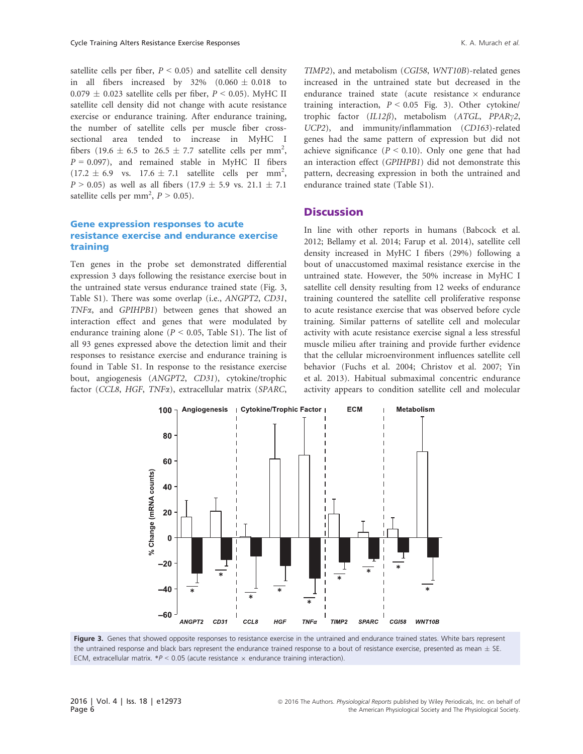satellite cells per fiber, $P < 0.05$) and satellite cell density in all fibers increased by 32% ($0.060 \pm 0.018$ to $0.079 \pm 0.023$ satellite cells per fiber, $P < 0.05$). MyHC II satellite cell density did not change with acute resistance exercise or endurance training. After endurance training, the number of satellite cells per muscle fiber cross-sectional area tended to increase in MyHC I fibers ($19.6 \pm 6.5$ to $26.5 \pm 7.7$ satellite cells per $mm^2$, $P = 0.097$), and remained stable in MyHC II fibers ($17.2 \pm 6.9$ vs. $17.6 \pm 7.1$ satellite cells per $mm^2$, $P > 0.05$) as well as all fibers ($17.9 \pm 5.9$ vs. $21.1 \pm 7.1$ satellite cells per $mm^2$, $P > 0.05$).

### Gene expression responses to acute resistance exercise and endurance exercise training

Ten genes in the probe set demonstrated differential expression 3 days following the resistance exercise bout in the untrained state versus endurance trained state (Fig. 3, Table S1). There was some overlap (i.e., *ANGPT2*, *CD31*, *TNFα*, and *GPIHPB1*) between genes that showed an interaction effect and genes that were modulated by endurance training alone ($P < 0.05$, Table S1). The list of all 93 genes expressed above the detection limit and their responses to resistance exercise and endurance training is found in Table S1. In response to the resistance exercise bout, angiogenesis (*ANGPT2*, *CD31*), cytokine/trophic factor (*CCL8*, *HGF*, *TNFα*), extracellular matrix (*SPARC*, *TIMP2*), and metabolism (*CGI58*, *WNT10B*)-related genes increased in the untrained state but decreased in the endurance trained state (acute resistance × endurance training interaction, $P < 0.05$ Fig. 3). Other cytokine/trophic factor (*IL12β*), metabolism (*ATGL*, *PPARγ2*, *UCP2*), and immunity/inflammation (*CD163*)-related genes had the same pattern of expression but did not achieve significance ($P < 0.10$). Only one gene that had an interaction effect (*GPIHPB1*) did not demonstrate this pattern, decreasing expression in both the untrained and endurance trained state (Table S1).

## Discussion

In line with other reports in humans (Babcock et al. 2012; Bellamy et al. 2014; Farup et al. 2014), satellite cell density increased in MyHC I fibers (29%) following a bout of unaccustomed maximal resistance exercise in the untrained state. However, the 50% increase in MyHC I satellite cell density resulting from 12 weeks of endurance training countered the satellite cell proliferative response to acute resistance exercise that was observed before cycle training. Similar patterns of satellite cell and molecular activity with acute resistance exercise signal a less stressful muscle milieu after training and provide further evidence that the cellular microenvironment influences satellite cell behavior (Fuchs et al. 2004; Christov et al. 2007; Yin et al. 2013). Habitual submaximal concentric endurance activity appears to condition satellite cell and molecular

**Figure 3.** Genes that showed opposite responses to resistance exercise in the untrained and endurance trained states. White bars represent the untrained response and black bars represent the endurance trained response to a bout of resistance exercise, presented as mean ± SE. ECM, extracellular matrix. *$P < 0.05$ (acute resistance × endurance training interaction).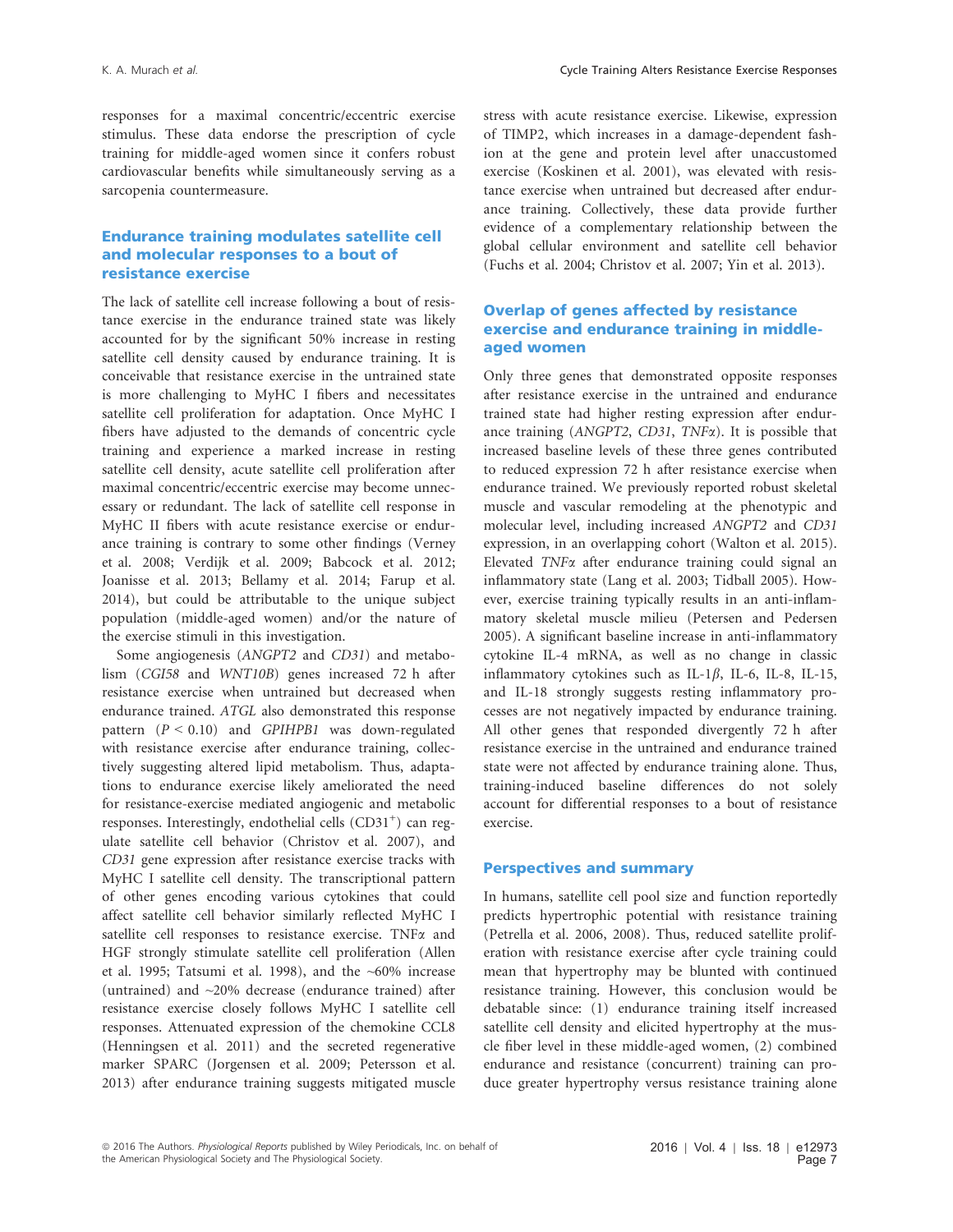responses for a maximal concentric/eccentric exercise stimulus. These data endorse the prescription of cycle training for middle-aged women since it confers robust cardiovascular benefits while simultaneously serving as a sarcopenia countermeasure.

## Endurance training modulates satellite cell and molecular responses to a bout of resistance exercise

The lack of satellite cell increase following a bout of resistance exercise in the endurance trained state was likely accounted for by the significant 50% increase in resting satellite cell density caused by endurance training. It is conceivable that resistance exercise in the untrained state is more challenging to MyHC I fibers and necessitates satellite cell proliferation for adaptation. Once MyHC I fibers have adjusted to the demands of concentric cycle training and experience a marked increase in resting satellite cell density, acute satellite cell proliferation after maximal concentric/eccentric exercise may become unnecessary or redundant. The lack of satellite cell response in MyHC II fibers with acute resistance exercise or endurance training is contrary to some other findings (Verney et al. 2008; Verdijk et al. 2009; Babcock et al. 2012; Joanisse et al. 2013; Bellamy et al. 2014; Farup et al. 2014), but could be attributable to the unique subject population (middle-aged women) and/or the nature of the exercise stimuli in this investigation.

Some angiogenesis (*ANGPT2* and *CD31*) and metabolism (*CGI58* and *WNT10B*) genes increased 72 h after resistance exercise when untrained but decreased when endurance trained. *ATGL* also demonstrated this response pattern ($P < 0.10$) and *GPIHPB1* was down-regulated with resistance exercise after endurance training, collectively suggesting altered lipid metabolism. Thus, adaptations to endurance exercise likely ameliorated the need for resistance-exercise mediated angiogenic and metabolic responses. Interestingly, endothelial cells ($CD31^{+}$) can regulate satellite cell behavior (Christov et al. 2007), and *CD31* gene expression after resistance exercise tracks with MyHC I satellite cell density. The transcriptional pattern of other genes encoding various cytokines that could affect satellite cell behavior similarly reflected MyHC I satellite cell responses to resistance exercise. TNF$\alpha$ and HGF strongly stimulate satellite cell proliferation (Allen et al. 1995; Tatsumi et al. 1998), and the ~60% increase (untrained) and ~20% decrease (endurance trained) after resistance exercise closely follows MyHC I satellite cell responses. Attenuated expression of the chemokine CCL8 (Henningsen et al. 2011) and the secreted regenerative marker SPARC (Jorgensen et al. 2009; Petersson et al. 2013) after endurance training suggests mitigated muscle stress with acute resistance exercise. Likewise, expression of TIMP2, which increases in a damage-dependent fashion at the gene and protein level after unaccustomed exercise (Koskinen et al. 2001), was elevated with resistance exercise when untrained but decreased after endurance training. Collectively, these data provide further evidence of a complementary relationship between the global cellular environment and satellite cell behavior (Fuchs et al. 2004; Christov et al. 2007; Yin et al. 2013).

## Overlap of genes affected by resistance exercise and endurance training in middle-aged women

Only three genes that demonstrated opposite responses after resistance exercise in the untrained and endurance trained state had higher resting expression after endurance training (*ANGPT2*, *CD31*, *TNF$\alpha$*). It is possible that increased baseline levels of these three genes contributed to reduced expression 72 h after resistance exercise when endurance trained. We previously reported robust skeletal muscle and vascular remodeling at the phenotypic and molecular level, including increased *ANGPT2* and *CD31* expression, in an overlapping cohort (Walton et al. 2015). Elevated *TNF$\alpha$* after endurance training could signal an inflammatory state (Lang et al. 2003; Tidball 2005). However, exercise training typically results in an anti-inflammatory skeletal muscle milieu (Petersen and Pedersen 2005). A significant baseline increase in anti-inflammatory cytokine IL-4 mRNA, as well as no change in classic inflammatory cytokines such as IL-1$\beta$, IL-6, IL-8, IL-15, and IL-18 strongly suggests resting inflammatory processes are not negatively impacted by endurance training. All other genes that responded divergently 72 h after resistance exercise in the untrained and endurance trained state were not affected by endurance training alone. Thus, training-induced baseline differences do not solely account for differential responses to a bout of resistance exercise.

## Perspectives and summary

In humans, satellite cell pool size and function reportedly predicts hypertrophic potential with resistance training (Petrella et al. 2006, 2008). Thus, reduced satellite proliferation with resistance exercise after cycle training could mean that hypertrophy may be blunted with continued resistance training. However, this conclusion would be debatable since: (1) endurance training itself increased satellite cell density and elicited hypertrophy at the muscle fiber level in these middle-aged women, (2) combined endurance and resistance (concurrent) training can produce greater hypertrophy versus resistance training alone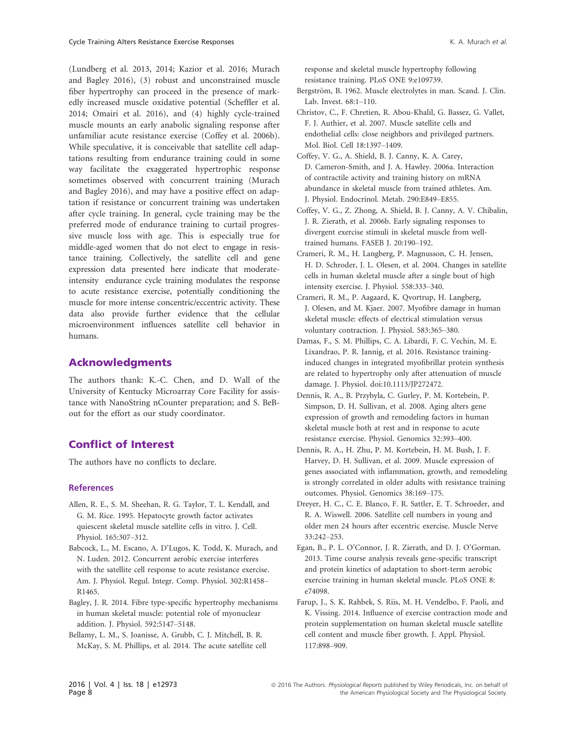(Lundberg et al. 2013, 2014; Kazior et al. 2016; Murach and Bagley 2016), (3) robust and unconstrained muscle fiber hypertrophy can proceed in the presence of markedly increased muscle oxidative potential (Scheffler et al. 2014; Omairi et al. 2016), and (4) highly cycle-trained muscle mounts an early anabolic signaling response after unfamiliar acute resistance exercise (Coffey et al. 2006b). While speculative, it is conceivable that satellite cell adaptations resulting from endurance training could in some way facilitate the exaggerated hypertrophic response sometimes observed with concurrent training (Murach and Bagley 2016), and may have a positive effect on adaptation if resistance or concurrent training was undertaken after cycle training. In general, cycle training may be the preferred mode of endurance training to curtail progressive muscle loss with age. This is especially true for middle-aged women that do not elect to engage in resistance training. Collectively, the satellite cell and gene expression data presented here indicate that moderate-intensity endurance cycle training modulates the response to acute resistance exercise, potentially conditioning the muscle for more intense concentric/eccentric activity. These data also provide further evidence that the cellular microenvironment influences satellite cell behavior in humans.

## Acknowledgments

The authors thank: K.-C. Chen, and D. Wall of the University of Kentucky Microarray Core Facility for assistance with NanoString nCounter preparation; and S. BeBout for the effort as our study coordinator.

## Conflict of Interest

The authors have no conflicts to declare.

### References

Allen, R. E., S. M. Sheehan, R. G. Taylor, T. L. Kendall, and G. M. Rice. 1995. Hepatocyte growth factor activates quiescent skeletal muscle satellite cells in vitro. J. Cell. Physiol. 165:307–312.

Babcock, L., M. Escano, A. D'Lugos, K. Todd, K. Murach, and N. Luden. 2012. Concurrent aerobic exercise interferes with the satellite cell response to acute resistance exercise. Am. J. Physiol. Regul. Integr. Comp. Physiol. 302:R1458–R1465.

Bagley, J. R. 2014. Fibre type-specific hypertrophy mechanisms in human skeletal muscle: potential role of myonuclear addition. J. Physiol. 592:5147–5148.

Bellamy, L. M., S. Joanisse, A. Grubb, C. J. Mitchell, B. R. McKay, S. M. Phillips, et al. 2014. The acute satellite cell response and skeletal muscle hypertrophy following resistance training. PLoS ONE 9:e109739.

Bergström, B. 1962. Muscle electrolytes in man. Scand. J. Clin. Lab. Invest. 68:1–110.

Christov, C., F. Chretien, R. Abou-Khalil, G. Bassez, G. Vallet, F. J. Authier, et al. 2007. Muscle satellite cells and endothelial cells: close neighbors and privileged partners. Mol. Biol. Cell 18:1397–1409.

Coffey, V. G., A. Shield, B. J. Canny, K. A. Carey, D. Cameron-Smith, and J. A. Hawley. 2006a. Interaction of contractile activity and training history on mRNA abundance in skeletal muscle from trained athletes. Am. J. Physiol. Endocrinol. Metab. 290:E849–E855.

Coffey, V. G., Z. Zhong, A. Shield, B. J. Canny, A. V. Chibalin, J. R. Zierath, et al. 2006b. Early signaling responses to divergent exercise stimuli in skeletal muscle from well-trained humans. FASEB J. 20:190–192.

Crameri, R. M., H. Langberg, P. Magnusson, C. H. Jensen, H. D. Schroder, J. L. Olesen, et al. 2004. Changes in satellite cells in human skeletal muscle after a single bout of high intensity exercise. J. Physiol. 558:333–340.

Crameri, R. M., P. Aagaard, K. Qvortrup, H. Langberg, J. Olesen, and M. Kjaer. 2007. Myofibre damage in human skeletal muscle: effects of electrical stimulation versus voluntary contraction. J. Physiol. 583:365–380.

Damas, F., S. M. Phillips, C. A. Libardi, F. C. Vechin, M. E. Lixandrao, P. R. Jannig, et al. 2016. Resistance training-induced changes in integrated myofibrillar protein synthesis are related to hypertrophy only after attenuation of muscle damage. J. Physiol. doi:10.1113/JP272472.

Dennis, R. A., H. Przybyla, C. Gurley, P. M. Kortebein, P. Simpson, D. H. Sullivan, et al. 2008. Aging alters gene expression of growth and remodeling factors in human skeletal muscle both at rest and in response to acute resistance exercise. Physiol. Genomics 32:393–400.

Dennis, R. A., H. Zhu, P. M. Kortebein, H. M. Bush, J. F. Harvey, D. H. Sullivan, et al. 2009. Muscle expression of genes associated with inflammation, growth, and remodeling is strongly correlated in older adults with resistance training outcomes. Physiol. Genomics 38:169–175.

Dreyer, H. C., C. E. Blanco, F. R. Sattler, E. T. Schroeder, and R. A. Wiswell. 2006. Satellite cell numbers in young and older men 24 hours after eccentric exercise. Muscle Nerve 33:242–253.

Egan, B., P. L. O'Connor, J. R. Zierath, and D. J. O'Gorman. 2013. Time course analysis reveals gene-specific transcript and protein kinetics of adaptation to short-term aerobic exercise training in human skeletal muscle. PLoS ONE 8: e74098.

Farup, J., S. K. Rahbek, S. Riis, M. H. Vendelbo, F. Paoli, and K. Vissing. 2014. Influence of exercise contraction mode and protein supplementation on human skeletal muscle satellite cell content and muscle fiber growth. J. Appl. Physiol. 117:898–909.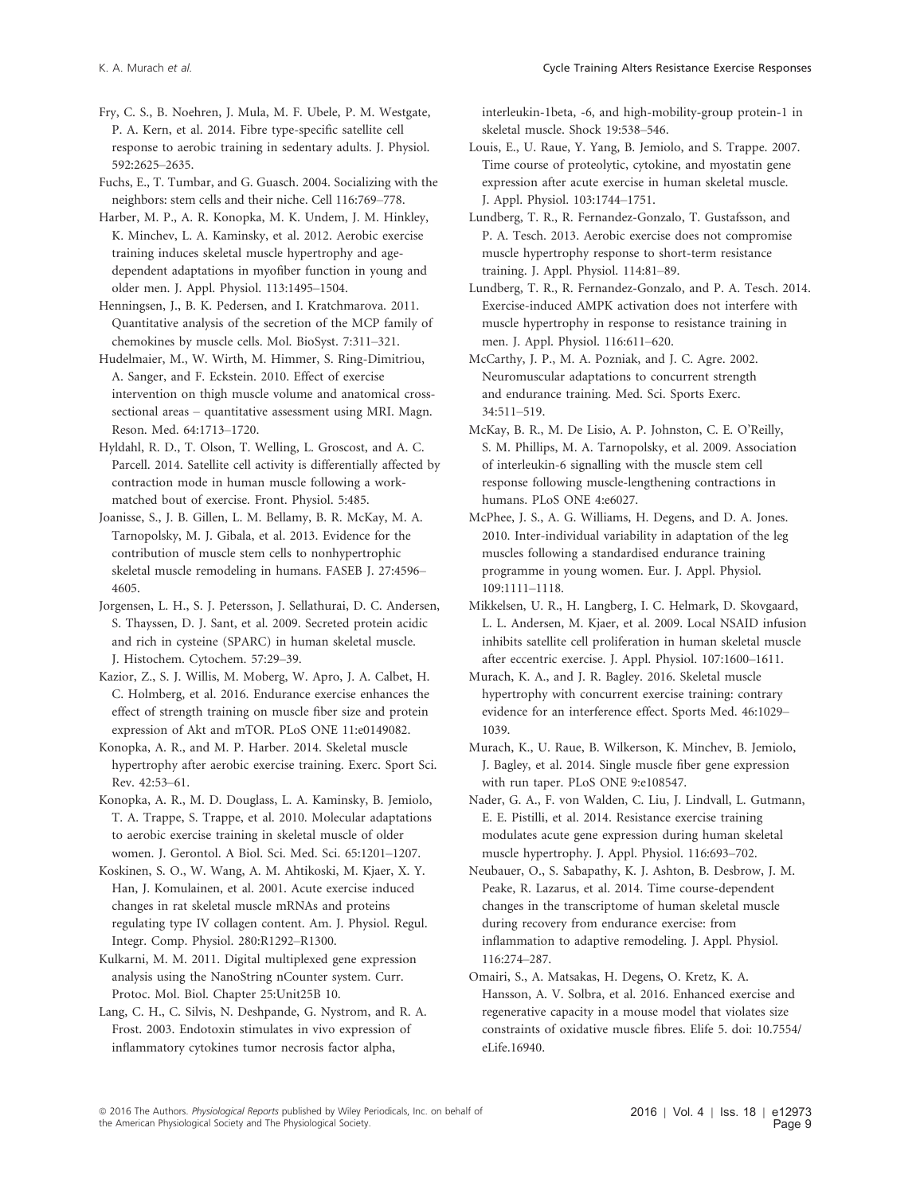Fry, C. S., B. Noehren, J. Mula, M. F. Ubele, P. M. Westgate, P. A. Kern, et al. 2014. Fibre type-specific satellite cell response to aerobic training in sedentary adults. J. Physiol. 592:2625–2635.

Fuchs, E., T. Tumbar, and G. Guasch. 2004. Socializing with the neighbors: stem cells and their niche. Cell 116:769–778.

Harber, M. P., A. R. Konopka, M. K. Undem, J. M. Hinkley, K. Minchev, L. A. Kaminsky, et al. 2012. Aerobic exercise training induces skeletal muscle hypertrophy and age-dependent adaptations in myofiber function in young and older men. J. Appl. Physiol. 113:1495–1504.

Henningsen, J., B. K. Pedersen, and I. Kratchmarova. 2011. Quantitative analysis of the secretion of the MCP family of chemokines by muscle cells. Mol. BioSyst. 7:311–321.

Hudelmaier, M., W. Wirth, M. Himmer, S. Ring-Dimitriou, A. Sanger, and F. Eckstein. 2010. Effect of exercise intervention on thigh muscle volume and anatomical cross-sectional areas – quantitative assessment using MRI. Magn. Reson. Med. 64:1713–1720.

Hyldahl, R. D., T. Olson, T. Welling, L. Groscost, and A. C. Parcell. 2014. Satellite cell activity is differentially affected by contraction mode in human muscle following a work-matched bout of exercise. Front. Physiol. 5:485.

Joanisse, S., J. B. Gillen, L. M. Bellamy, B. R. McKay, M. A. Tarnopolsky, M. J. Gibala, et al. 2013. Evidence for the contribution of muscle stem cells to nonhypertrophic skeletal muscle remodeling in humans. FASEB J. 27:4596–4605.

Jorgensen, L. H., S. J. Petersson, J. Sellathurai, D. C. Andersen, S. Thayssen, D. J. Sant, et al. 2009. Secreted protein acidic and rich in cysteine (SPARC) in human skeletal muscle. J. Histochem. Cytochem. 57:29–39.

Kazior, Z., S. J. Willis, M. Moberg, W. Apro, J. A. Calbet, H. C. Holmberg, et al. 2016. Endurance exercise enhances the effect of strength training on muscle fiber size and protein expression of Akt and mTOR. PLoS ONE 11:e0149082.

Konopka, A. R., and M. P. Harber. 2014. Skeletal muscle hypertrophy after aerobic exercise training. Exerc. Sport Sci. Rev. 42:53–61.

Konopka, A. R., M. D. Douglass, L. A. Kaminsky, B. Jemiolo, T. A. Trappe, S. Trappe, et al. 2010. Molecular adaptations to aerobic exercise training in skeletal muscle of older women. J. Gerontol. A Biol. Sci. Med. Sci. 65:1201–1207.

Koskinen, S. O., W. Wang, A. M. Ahtikoski, M. Kjaer, X. Y. Han, J. Komulainen, et al. 2001. Acute exercise induced changes in rat skeletal muscle mRNAs and proteins regulating type IV collagen content. Am. J. Physiol. Regul. Integr. Comp. Physiol. 280:R1292–R1300.

Kulkarni, M. M. 2011. Digital multiplexed gene expression analysis using the NanoString nCounter system. Curr. Protoc. Mol. Biol. Chapter 25:Unit25B 10.

Lang, C. H., C. Silvis, N. Deshpande, G. Nystrom, and R. A. Frost. 2003. Endotoxin stimulates in vivo expression of inflammatory cytokines tumor necrosis factor alpha, interleukin-1beta, -6, and high-mobility-group protein-1 in skeletal muscle. Shock 19:538–546.

Louis, E., U. Raue, Y. Yang, B. Jemiolo, and S. Trappe. 2007. Time course of proteolytic, cytokine, and myostatin gene expression after acute exercise in human skeletal muscle. J. Appl. Physiol. 103:1744–1751.

Lundberg, T. R., R. Fernandez-Gonzalo, T. Gustafsson, and P. A. Tesch. 2013. Aerobic exercise does not compromise muscle hypertrophy response to short-term resistance training. J. Appl. Physiol. 114:81–89.

Lundberg, T. R., R. Fernandez-Gonzalo, and P. A. Tesch. 2014. Exercise-induced AMPK activation does not interfere with muscle hypertrophy in response to resistance training in men. J. Appl. Physiol. 116:611–620.

McCarthy, J. P., M. A. Pozniak, and J. C. Agre. 2002. Neuromuscular adaptations to concurrent strength and endurance training. Med. Sci. Sports Exerc. 34:511–519.

McKay, B. R., M. De Lisio, A. P. Johnston, C. E. O'Reilly, S. M. Phillips, M. A. Tarnopolsky, et al. 2009. Association of interleukin-6 signalling with the muscle stem cell response following muscle-lengthening contractions in humans. PLoS ONE 4:e6027.

McPhee, J. S., A. G. Williams, H. Degens, and D. A. Jones. 2010. Inter-individual variability in adaptation of the leg muscles following a standardised endurance training programme in young women. Eur. J. Appl. Physiol. 109:1111–1118.

Mikkelsen, U. R., H. Langberg, I. C. Helmark, D. Skovgaard, L. L. Andersen, M. Kjaer, et al. 2009. Local NSAID infusion inhibits satellite cell proliferation in human skeletal muscle after eccentric exercise. J. Appl. Physiol. 107:1600–1611.

Murach, K. A., and J. R. Bagley. 2016. Skeletal muscle hypertrophy with concurrent exercise training: contrary evidence for an interference effect. Sports Med. 46:1029–1039.

Murach, K., U. Raue, B. Wilkerson, K. Minchev, B. Jemiolo, J. Bagley, et al. 2014. Single muscle fiber gene expression with run taper. PLoS ONE 9:e108547.

Nader, G. A., F. von Walden, C. Liu, J. Lindvall, L. Gutmann, E. E. Pistilli, et al. 2014. Resistance exercise training modulates acute gene expression during human skeletal muscle hypertrophy. J. Appl. Physiol. 116:693–702.

Neubauer, O., S. Sabapathy, K. J. Ashton, B. Desbrow, J. M. Peake, R. Lazarus, et al. 2014. Time course-dependent changes in the transcriptome of human skeletal muscle during recovery from endurance exercise: from inflammation to adaptive remodeling. J. Appl. Physiol. 116:274–287.

Omairi, S., A. Matsakas, H. Degens, O. Kretz, K. A. Hansson, A. V. Solbra, et al. 2016. Enhanced exercise and regenerative capacity in a mouse model that violates size constraints of oxidative muscle fibres. Elife 5. doi: 10.7554/eLife.16940.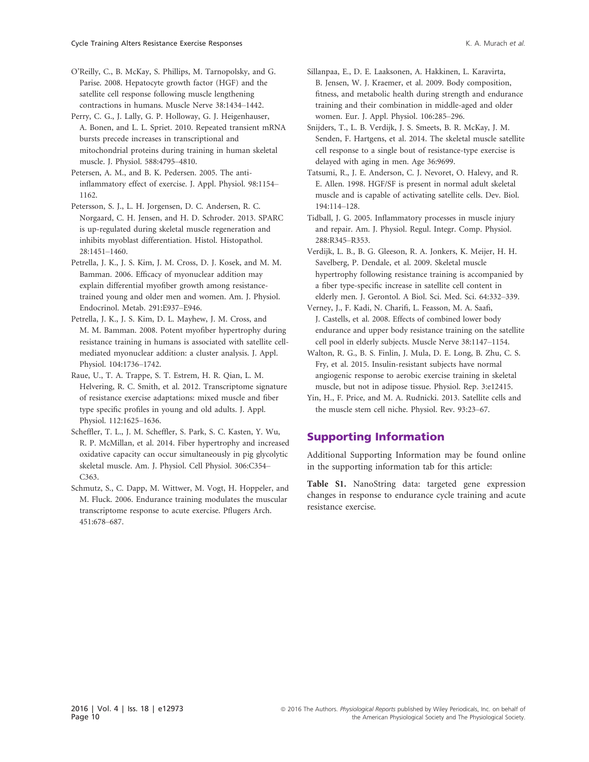O'Reilly, C., B. McKay, S. Phillips, M. Tarnopolsky, and G. Parise. 2008. Hepatocyte growth factor (HGF) and the satellite cell response following muscle lengthening contractions in humans. Muscle Nerve 38:1434–1442.

Perry, C. G., J. Lally, G. P. Holloway, G. J. Heigenhauser, A. Bonen, and L. L. Spriet. 2010. Repeated transient mRNA bursts precede increases in transcriptional and mitochondrial proteins during training in human skeletal muscle. J. Physiol. 588:4795–4810.

Petersen, A. M., and B. K. Pedersen. 2005. The anti-inflammatory effect of exercise. J. Appl. Physiol. 98:1154–1162.

Petersson, S. J., L. H. Jorgensen, D. C. Andersen, R. C. Norgaard, C. H. Jensen, and H. D. Schroder. 2013. SPARC is up-regulated during skeletal muscle regeneration and inhibits myoblast differentiation. Histol. Histopathol. 28:1451–1460.

Petrella, J. K., J. S. Kim, J. M. Cross, D. J. Kosek, and M. M. Bamman. 2006. Efficacy of myonuclear addition may explain differential myofiber growth among resistance-trained young and older men and women. Am. J. Physiol. Endocrinol. Metab. 291:E937–E946.

Petrella, J. K., J. S. Kim, D. L. Mayhew, J. M. Cross, and M. M. Bamman. 2008. Potent myofiber hypertrophy during resistance training in humans is associated with satellite cell-mediated myonuclear addition: a cluster analysis. J. Appl. Physiol. 104:1736–1742.

Raue, U., T. A. Trappe, S. T. Estrem, H. R. Qian, L. M. Helvering, R. C. Smith, et al. 2012. Transcriptome signature of resistance exercise adaptations: mixed muscle and fiber type specific profiles in young and old adults. J. Appl. Physiol. 112:1625–1636.

Scheffler, T. L., J. M. Scheffler, S. Park, S. C. Kasten, Y. Wu, R. P. McMillan, et al. 2014. Fiber hypertrophy and increased oxidative capacity can occur simultaneously in pig glycolytic skeletal muscle. Am. J. Physiol. Cell Physiol. 306:C354–C363.

Schmutz, S., C. Dapp, M. Wittwer, M. Vogt, H. Hoppeler, and M. Fluck. 2006. Endurance training modulates the muscular transcriptome response to acute exercise. Pflugers Arch. 451:678–687.

Sillanpaa, E., D. E. Laaksonen, A. Hakkinen, L. Karavirta, B. Jensen, W. J. Kraemer, et al. 2009. Body composition, fitness, and metabolic health during strength and endurance training and their combination in middle-aged and older women. Eur. J. Appl. Physiol. 106:285–296.

Snijders, T., L. B. Verdijk, J. S. Smeets, B. R. McKay, J. M. Senden, F. Hartgens, et al. 2014. The skeletal muscle satellite cell response to a single bout of resistance-type exercise is delayed with aging in men. Age 36:9699.

Tatsumi, R., J. E. Anderson, C. J. Nevoret, O. Halevy, and R. E. Allen. 1998. HGF/SF is present in normal adult skeletal muscle and is capable of activating satellite cells. Dev. Biol. 194:114–128.

Tidball, J. G. 2005. Inflammatory processes in muscle injury and repair. Am. J. Physiol. Regul. Integr. Comp. Physiol. 288:R345–R353.

Verdijk, L. B., B. G. Gleeson, R. A. Jonkers, K. Meijer, H. H. Savelberg, P. Dendale, et al. 2009. Skeletal muscle hypertrophy following resistance training is accompanied by a fiber type-specific increase in satellite cell content in elderly men. J. Gerontol. A Biol. Sci. Med. Sci. 64:332–339.

Verney, J., F. Kadi, N. Charifi, L. Feasson, M. A. Saafi, J. Castells, et al. 2008. Effects of combined lower body endurance and upper body resistance training on the satellite cell pool in elderly subjects. Muscle Nerve 38:1147–1154.

Walton, R. G., B. S. Finlin, J. Mula, D. E. Long, B. Zhu, C. S. Fry, et al. 2015. Insulin-resistant subjects have normal angiogenic response to aerobic exercise training in skeletal muscle, but not in adipose tissue. Physiol. Rep. 3:e12415.

Yin, H., F. Price, and M. A. Rudnicki. 2013. Satellite cells and the muscle stem cell niche. Physiol. Rev. 93:23–67.

## Supporting Information

Additional Supporting Information may be found online in the supporting information tab for this article:

**Table S1.** NanoString data: targeted gene expression changes in response to endurance cycle training and acute resistance exercise.